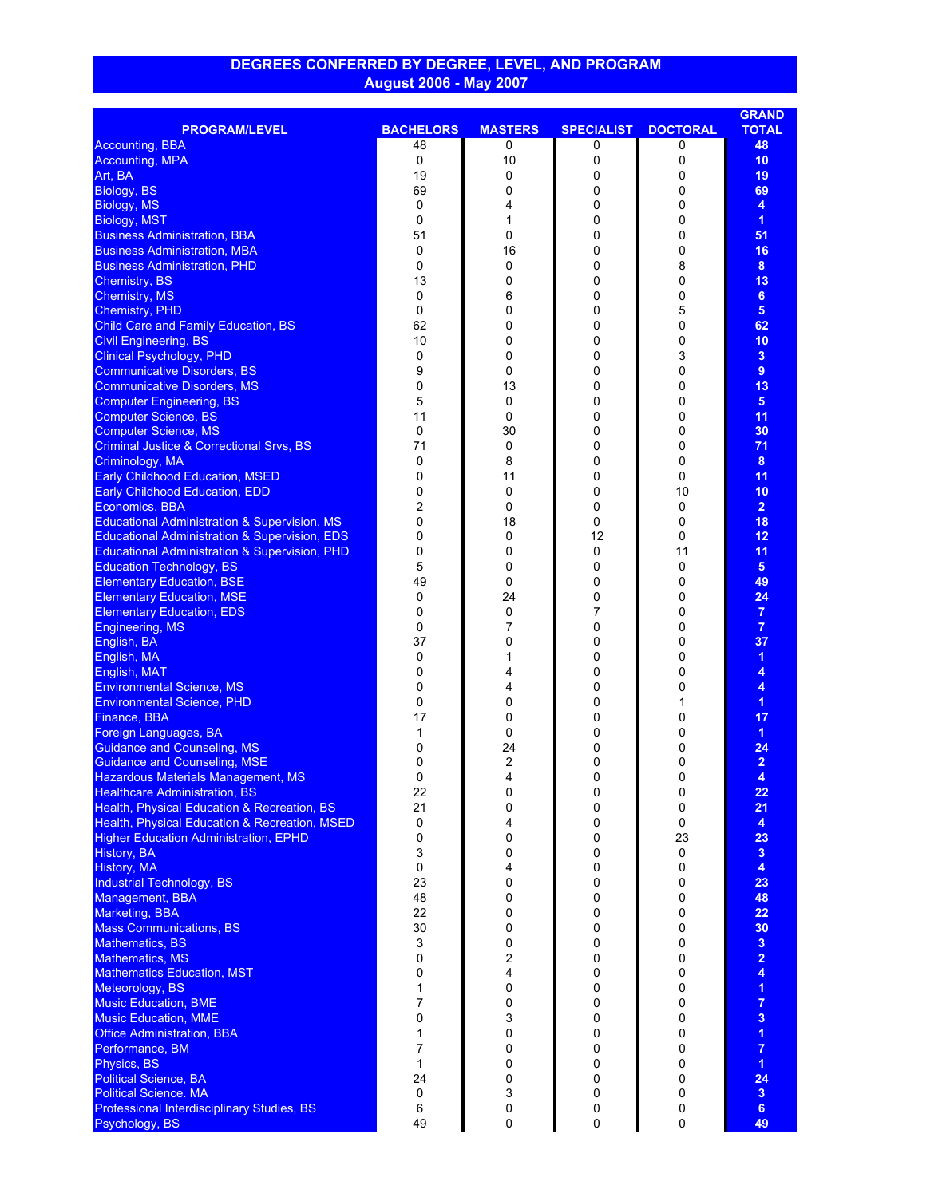# DEGREES CONFERRED BY DEGREE, LEVEL, AND PROGRAM
## August 2006 - May 2007

| PROGRAM/LEVEL | BACHELORS | MASTERS | SPECIALIST | DOCTORAL | GRAND TOTAL |
|---|---|---|---|---|---|
| Accounting, BBA | 48 | 0 | 0 | 0 | **48** |
| Accounting, MPA | 0 | 10 | 0 | 0 | **10** |
| Art, BA | 19 | 0 | 0 | 0 | **19** |
| Biology, BS | 69 | 0 | 0 | 0 | **69** |
| Biology, MS | 0 | 4 | 0 | 0 | **4** |
| Biology, MST | 0 | 1 | 0 | 0 | **1** |
| Business Administration, BBA | 51 | 0 | 0 | 0 | **51** |
| Business Administration, MBA | 0 | 16 | 0 | 0 | **16** |
| Business Administration, PHD | 0 | 0 | 0 | 8 | **8** |
| Chemistry, BS | 13 | 0 | 0 | 0 | **13** |
| Chemistry, MS | 0 | 6 | 0 | 0 | **6** |
| Chemistry, PHD | 0 | 0 | 0 | 5 | **5** |
| Child Care and Family Education, BS | 62 | 0 | 0 | 0 | **62** |
| Civil Engineering, BS | 10 | 0 | 0 | 0 | **10** |
| Clinical Psychology, PHD | 0 | 0 | 0 | 3 | **3** |
| Communicative Disorders, BS | 9 | 0 | 0 | 0 | **9** |
| Communicative Disorders, MS | 0 | 13 | 0 | 0 | **13** |
| Computer Engineering, BS | 5 | 0 | 0 | 0 | **5** |
| Computer Science, BS | 11 | 0 | 0 | 0 | **11** |
| Computer Science, MS | 0 | 30 | 0 | 0 | **30** |
| Criminal Justice & Correctional Srvs, BS | 71 | 0 | 0 | 0 | **71** |
| Criminology, MA | 0 | 8 | 0 | 0 | **8** |
| Early Childhood Education, MSED | 0 | 11 | 0 | 0 | **11** |
| Early Childhood Education, EDD | 0 | 0 | 0 | 10 | **10** |
| Economics, BBA | 2 | 0 | 0 | 0 | **2** |
| Educational Administration & Supervision, MS | 0 | 18 | 0 | 0 | **18** |
| Educational Administration & Supervision, EDS | 0 | 0 | 12 | 0 | **12** |
| Educational Administration & Supervision, PHD | 0 | 0 | 0 | 11 | **11** |
| Education Technology, BS | 5 | 0 | 0 | 0 | **5** |
| Elementary Education, BSE | 49 | 0 | 0 | 0 | **49** |
| Elementary Education, MSE | 0 | 24 | 0 | 0 | **24** |
| Elementary Education, EDS | 0 | 0 | 7 | 0 | **7** |
| Engineering, MS | 0 | 7 | 0 | 0 | **7** |
| English, BA | 37 | 0 | 0 | 0 | **37** |
| English, MA | 0 | 1 | 0 | 0 | **1** |
| English, MAT | 0 | 4 | 0 | 0 | **4** |
| Environmental Science, MS | 0 | 4 | 0 | 0 | **4** |
| Environmental Science, PHD | 0 | 0 | 0 | 1 | **1** |
| Finance, BBA | 17 | 0 | 0 | 0 | **17** |
| Foreign Languages, BA | 1 | 0 | 0 | 0 | **1** |
| Guidance and Counseling, MS | 0 | 24 | 0 | 0 | **24** |
| Guidance and Counseling, MSE | 0 | 2 | 0 | 0 | **2** |
| Hazardous Materials Management, MS | 0 | 4 | 0 | 0 | **4** |
| Healthcare Administration, BS | 22 | 0 | 0 | 0 | **22** |
| Health, Physical Education & Recreation, BS | 21 | 0 | 0 | 0 | **21** |
| Health, Physical Education & Recreation, MSED | 0 | 4 | 0 | 0 | **4** |
| Higher Education Administration, EPHD | 0 | 0 | 0 | 23 | **23** |
| History, BA | 3 | 0 | 0 | 0 | **3** |
| History, MA | 0 | 4 | 0 | 0 | **4** |
| Industrial Technology, BS | 23 | 0 | 0 | 0 | **23** |
| Management, BBA | 48 | 0 | 0 | 0 | **48** |
| Marketing, BBA | 22 | 0 | 0 | 0 | **22** |
| Mass Communications, BS | 30 | 0 | 0 | 0 | **30** |
| Mathematics, BS | 3 | 0 | 0 | 0 | **3** |
| Mathematics, MS | 0 | 2 | 0 | 0 | **2** |
| Mathematics Education, MST | 0 | 4 | 0 | 0 | **4** |
| Meteorology, BS | 1 | 0 | 0 | 0 | **1** |
| Music Education, BME | 7 | 0 | 0 | 0 | **7** |
| Music Education, MME | 0 | 3 | 0 | 0 | **3** |
| Office Administration, BBA | 1 | 0 | 0 | 0 | **1** |
| Performance, BM | 7 | 0 | 0 | 0 | **7** |
| Physics, BS | 1 | 0 | 0 | 0 | **1** |
| Political Science, BA | 24 | 0 | 0 | 0 | **24** |
| Political Science. MA | 0 | 3 | 0 | 0 | **3** |
| Professional Interdisciplinary Studies, BS | 6 | 0 | 0 | 0 | **6** |
| Psychology, BS | 49 | 0 | 0 | 0 | **49** |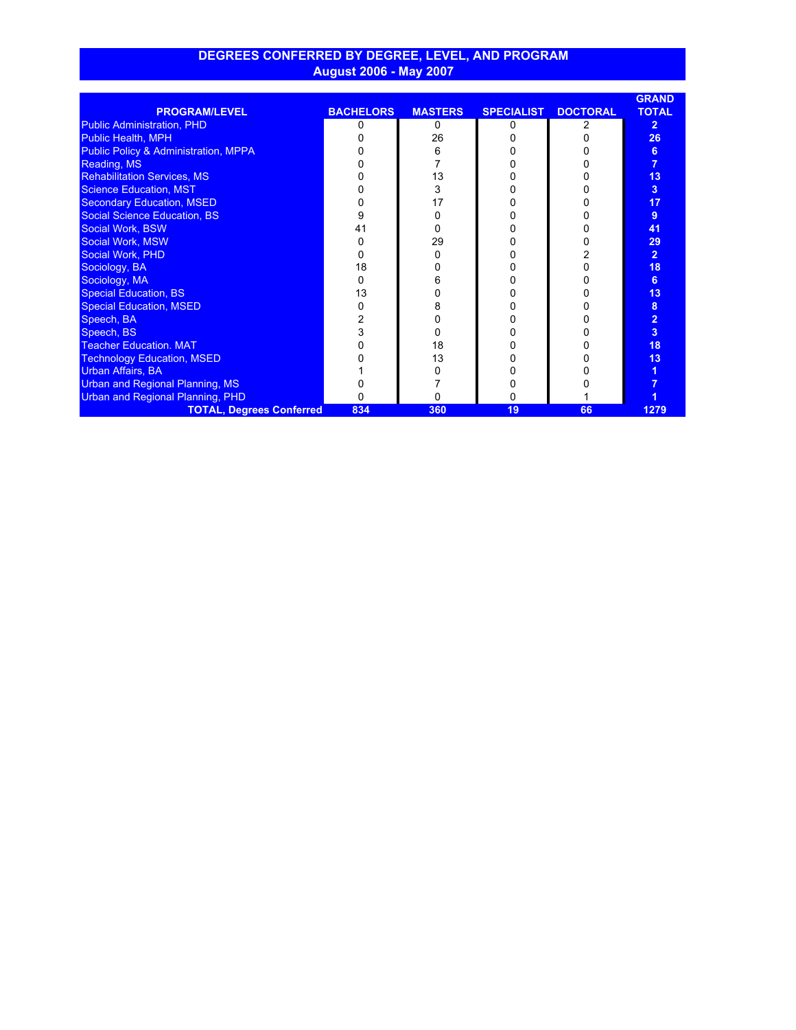## DEGREES CONFERRED BY DEGREE, LEVEL, AND PROGRAM
### August 2006 - May 2007

| PROGRAM/LEVEL | BACHELORS | MASTERS | SPECIALIST | DOCTORAL | GRAND TOTAL |
|---|---|---|---|---|---|
| Public Administration, PHD | 0 | 0 | 0 | 2 | 2 |
| Public Health, MPH | 0 | 26 | 0 | 0 | 26 |
| Public Policy & Administration, MPPA | 0 | 6 | 0 | 0 | 6 |
| Reading, MS | 0 | 7 | 0 | 0 | 7 |
| Rehabilitation Services, MS | 0 | 13 | 0 | 0 | 13 |
| Science Education, MST | 0 | 3 | 0 | 0 | 3 |
| Secondary Education, MSED | 0 | 17 | 0 | 0 | 17 |
| Social Science Education, BS | 9 | 0 | 0 | 0 | 9 |
| Social Work, BSW | 41 | 0 | 0 | 0 | 41 |
| Social Work, MSW | 0 | 29 | 0 | 0 | 29 |
| Social Work, PHD | 0 | 0 | 0 | 2 | 2 |
| Sociology, BA | 18 | 0 | 0 | 0 | 18 |
| Sociology, MA | 0 | 6 | 0 | 0 | 6 |
| Special Education, BS | 13 | 0 | 0 | 0 | 13 |
| Special Education, MSED | 0 | 8 | 0 | 0 | 8 |
| Speech, BA | 2 | 0 | 0 | 0 | 2 |
| Speech, BS | 3 | 0 | 0 | 0 | 3 |
| Teacher Education. MAT | 0 | 18 | 0 | 0 | 18 |
| Technology Education, MSED | 0 | 13 | 0 | 0 | 13 |
| Urban Affairs, BA | 1 | 0 | 0 | 0 | 1 |
| Urban and Regional Planning, MS | 0 | 7 | 0 | 0 | 7 |
| Urban and Regional Planning, PHD | 0 | 0 | 0 | 1 | 1 |
| **TOTAL, Degrees Conferred** | **834** | **360** | **19** | **66** | **1279** |